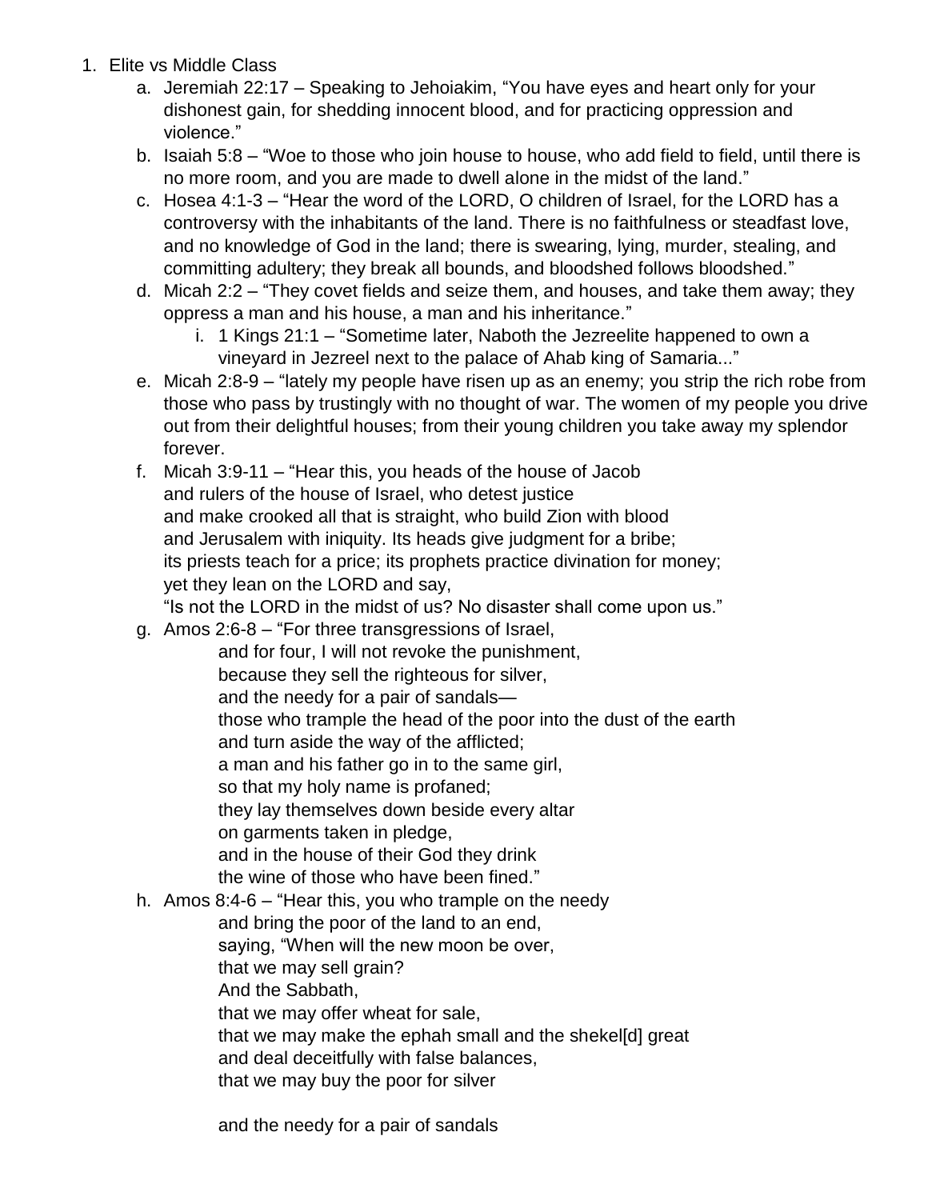1. Elite vs Middle Class
    a. Jeremiah 22:17 – Speaking to Jehoiakim, "You have eyes and heart only for your dishonest gain, for shedding innocent blood, and for practicing oppression and violence."
    b. Isaiah 5:8 – "Woe to those who join house to house, who add field to field, until there is no more room, and you are made to dwell alone in the midst of the land."
    c. Hosea 4:1-3 – "Hear the word of the LORD, O children of Israel, for the LORD has a controversy with the inhabitants of the land. There is no faithfulness or steadfast love, and no knowledge of God in the land; there is swearing, lying, murder, stealing, and committing adultery; they break all bounds, and bloodshed follows bloodshed."
    d. Micah 2:2 – "They covet fields and seize them, and houses, and take them away; they oppress a man and his house, a man and his inheritance."
        i. 1 Kings 21:1 – "Sometime later, Naboth the Jezreelite happened to own a vineyard in Jezreel next to the palace of Ahab king of Samaria..."
    e. Micah 2:8-9 – "lately my people have risen up as an enemy; you strip the rich robe from those who pass by trustingly with no thought of war. The women of my people you drive out from their delightful houses; from their young children you take away my splendor forever.
    f. Micah 3:9-11 – "Hear this, you heads of the house of Jacob
    and rulers of the house of Israel, who detest justice
    and make crooked all that is straight, who build Zion with blood
    and Jerusalem with iniquity. Its heads give judgment for a bribe;
    its priests teach for a price; its prophets practice divination for money;
    yet they lean on the LORD and say,
    "Is not the LORD in the midst of us? No disaster shall come upon us."
    g. Amos 2:6-8 – "For three transgressions of Israel,
        and for four, I will not revoke the punishment,
        because they sell the righteous for silver,
        and the needy for a pair of sandals—
        those who trample the head of the poor into the dust of the earth
        and turn aside the way of the afflicted;
        a man and his father go in to the same girl,
        so that my holy name is profaned;
        they lay themselves down beside every altar
        on garments taken in pledge,
        and in the house of their God they drink
        the wine of those who have been fined."
    h. Amos 8:4-6 – "Hear this, you who trample on the needy
        and bring the poor of the land to an end,
        saying, "When will the new moon be over,
        that we may sell grain?
        And the Sabbath,
        that we may offer wheat for sale,
        that we may make the ephah small and the shekel[d] great
        and deal deceitfully with false balances,
        that we may buy the poor for silver

        and the needy for a pair of sandals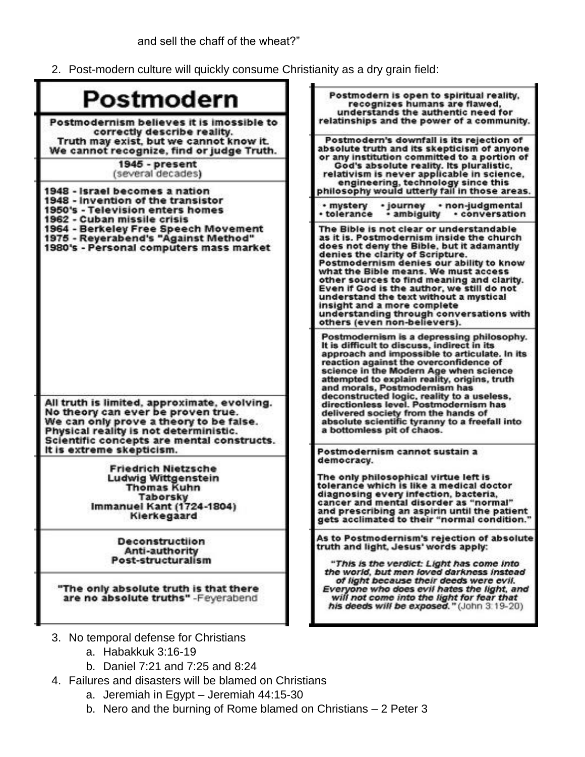and sell the chaff of the wheat?"

2. Post-modern culture will quickly consume Christianity as a dry grain field:

# Postmodern

Postmodernism believes it is imossible to correctly describe reality. Truth may exist, but we cannot know it. We cannot recognize, find or judge Truth.

1945 - present
(several decades)

1948 - Israel becomes a nation
1948 - Invention of the transistor
1950's - Television enters homes
1962 - Cuban missile crisis
1964 - Berkeley Free Speech Movement
1975 - Reyerabend's "Against Method"
1980's - Personal computers mass market

All truth is limited, approximate, evolving. No theory can ever be proven true. We can only prove a theory to be false. Physical reality is not deterministic. Scientific concepts are mental constructs. It is extreme skepticism.

Friedrich Nietzsche
Ludwig Wittgenstein
Thomas Kuhn
Taborsky
Immanuel Kant (1724-1804)
Kierkegaard

Deconstructiion
Anti-authority
Post-structuralism

"The only absolute truth is that there are no absolute truths" -Feyerabend

Postmodern is open to spiritual reality, recognizes humans are flawed, understands the authentic need for relatinships and the power of a community.

Postmodern's downfall is its rejection of absolute truth and its skepticism of anyone or any institution committed to a portion of God's absolute reality. Its pluralistic, relativism is never applicable in science, engineering, technology since this philosophy would utterly fail in those areas.

- mystery
- journey
- non-judgmental
- tolerance
- ambiguity
- conversation

The Bible is not clear or understandable as it is. Postmodernism inside the church does not deny the Bible, but it adamantly denies the clarity of Scripture. Postmodernism denies our ability to know what the Bible means. We must access other sources to find meaning and clarity. Even if God is the author, we still do not understand the text without a mystical insight and a more complete understanding through conversations with others (even non-believers).

Postmodernism is a depressing philosophy. It is difficult to discuss, indirect in its approach and impossible to articulate. In its reaction against the overconfidence of science in the Modern Age when science attempted to explain reality, origins, truth and morals, Postmodernism has deconstructed logic, reality to a useless, directionless level. Postmodernism has delivered society from the hands of absolute scientific tyranny to a freefall into a bottomless pit of chaos.

Postmodernism cannot sustain a democracy.

The only philosophical virtue left is tolerance which is like a medical doctor diagnosing every infection, bacteria, cancer and mental disorder as "normal" and prescribing an aspirin until the patient gets acclimated to their "normal condition."

As to Postmodernism's rejection of absolute truth and light, Jesus' words apply:

*"This is the verdict: Light has come into the world, but men loved darkness instead of light because their deeds were evil. Everyone who does evil hates the light, and will not come into the light for fear that his deeds will be exposed."* (John 3:19-20)

3. No temporal defense for Christians
   a. Habakkuk 3:16-19
   b. Daniel 7:21 and 7:25 and 8:24
4. Failures and disasters will be blamed on Christians
   a. Jeremiah in Egypt – Jeremiah 44:15-30
   b. Nero and the burning of Rome blamed on Christians – 2 Peter 3